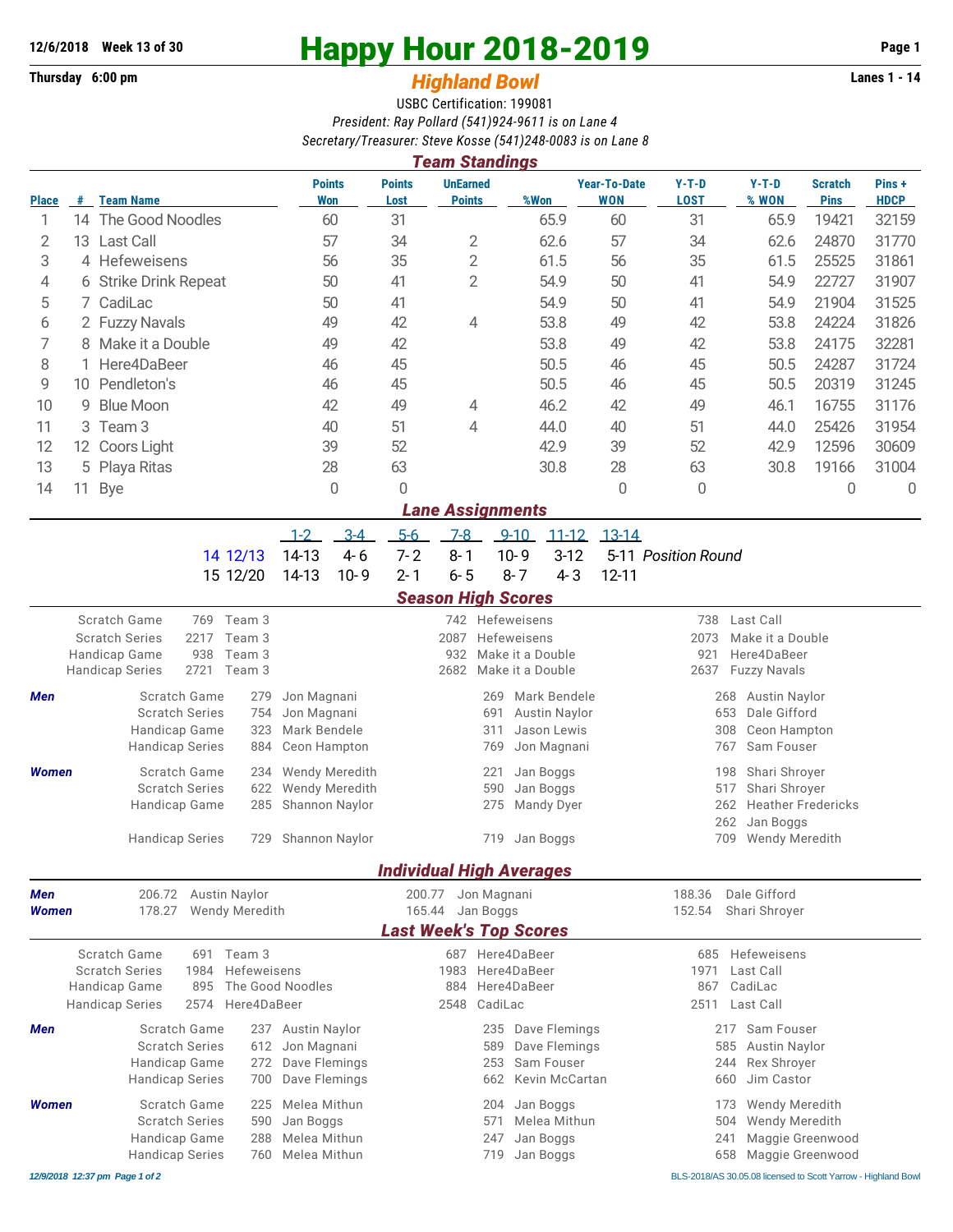12/6/2018 Week 13 of 30

# Happy Hour 2018-2019

Thursday 6:00 pm

## *Highland Bowl*

Lanes 1 - 14

USBC Certification: 199081

*President: Ray Pollard (541)924-9611 is on Lane 4*

*Secretary/Treasurer: Steve Kosse (541)248-0083 is on Lane 8*

### *Team Standings*

| Place | # | Team Name | Points Won | Points Lost | UnEarned Points | %Won | Year-To-Date WON | Y-T-D LOST | Y-T-D % WON | Scratch Pins | Pins + HDCP |
|---|---|---|---|---|---|---|---|---|---|---|---|
| 1 | 14 | The Good Noodles | 60 | 31 | | 65.9 | 60 | 31 | 65.9 | 19421 | 32159 |
| 2 | 13 | Last Call | 57 | 34 | 2 | 62.6 | 57 | 34 | 62.6 | 24870 | 31770 |
| 3 | 4 | Hefeweisens | 56 | 35 | 2 | 61.5 | 56 | 35 | 61.5 | 25525 | 31861 |
| 4 | 6 | Strike Drink Repeat | 50 | 41 | 2 | 54.9 | 50 | 41 | 54.9 | 22727 | 31907 |
| 5 | 7 | CadiLac | 50 | 41 | | 54.9 | 50 | 41 | 54.9 | 21904 | 31525 |
| 6 | 2 | Fuzzy Navals | 49 | 42 | 4 | 53.8 | 49 | 42 | 53.8 | 24224 | 31826 |
| 7 | 8 | Make it a Double | 49 | 42 | | 53.8 | 49 | 42 | 53.8 | 24175 | 32281 |
| 8 | 1 | Here4DaBeer | 46 | 45 | | 50.5 | 46 | 45 | 50.5 | 24287 | 31724 |
| 9 | 10 | Pendleton's | 46 | 45 | | 50.5 | 46 | 45 | 50.5 | 20319 | 31245 |
| 10 | 9 | Blue Moon | 42 | 49 | 4 | 46.2 | 42 | 49 | 46.1 | 16755 | 31176 |
| 11 | 3 | Team 3 | 40 | 51 | 4 | 44.0 | 40 | 51 | 44.0 | 25426 | 31954 |
| 12 | 12 | Coors Light | 39 | 52 | | 42.9 | 39 | 52 | 42.9 | 12596 | 30609 |
| 13 | 5 | Playa Ritas | 28 | 63 | | 30.8 | 28 | 63 | 30.8 | 19166 | 31004 |
| 14 | 11 | Bye | 0 | 0 | | | 0 | 0 | | 0 | 0 |

### *Lane Assignments*

| | 1-2 | 3-4 | 5-6 | 7-8 | 9-10 | 11-12 | 13-14 | |
|---|---|---|---|---|---|---|---|---|
| 14 12/13 | 14-13 | 4-6 | 7-2 | 8-1 | 10-9 | 3-12 | 5-11 | *Position Round* |
| 15 12/20 | 14-13 | 10-9 | 2-1 | 6-5 | 8-7 | 4-3 | 12-11 | |

### *Season High Scores*

| | | | | | | |
|---|---|---|---|---|---|---|
| Scratch Game | 769 | Team 3 | 742 | Hefeweisens | 738 | Last Call |
| Scratch Series | 2217 | Team 3 | 2087 | Hefeweisens | 2073 | Make it a Double |
| Handicap Game | 938 | Team 3 | 932 | Make it a Double | 921 | Here4DaBeer |
| Handicap Series | 2721 | Team 3 | 2682 | Make it a Double | 2637 | Fuzzy Navals |

| | | | | | | | |
|---|---|---|---|---|---|---|---|
| ***Men*** | Scratch Game | 279 | Jon Magnani | 269 | Mark Bendele | 268 | Austin Naylor |
| | Scratch Series | 754 | Jon Magnani | 691 | Austin Naylor | 653 | Dale Gifford |
| | Handicap Game | 323 | Mark Bendele | 311 | Jason Lewis | 308 | Ceon Hampton |
| | Handicap Series | 884 | Ceon Hampton | 769 | Jon Magnani | 767 | Sam Fouser |
| ***Women*** | Scratch Game | 234 | Wendy Meredith | 221 | Jan Boggs | 198 | Shari Shroyer |
| | Scratch Series | 622 | Wendy Meredith | 590 | Jan Boggs | 517 | Shari Shroyer |
| | Handicap Game | 285 | Shannon Naylor | 275 | Mandy Dyer | 262 | Heather Fredericks |
| | | | | | | 262 | Jan Boggs |
| | Handicap Series | 729 | Shannon Naylor | 719 | Jan Boggs | 709 | Wendy Meredith |

### *Individual High Averages*

| | | | | | | |
|---|---|---|---|---|---|---|
| ***Men*** | 206.72 | Austin Naylor | 200.77 | Jon Magnani | 188.36 | Dale Gifford |
| ***Women*** | 178.27 | Wendy Meredith | 165.44 | Jan Boggs | 152.54 | Shari Shroyer |

### *Last Week's Top Scores*

| | | | | | | |
|---|---|---|---|---|---|---|
| Scratch Game | 691 | Team 3 | 687 | Here4DaBeer | 685 | Hefeweisens |
| Scratch Series | 1984 | Hefeweisens | 1983 | Here4DaBeer | 1971 | Last Call |
| Handicap Game | 895 | The Good Noodles | 884 | Here4DaBeer | 867 | CadiLac |
| Handicap Series | 2574 | Here4DaBeer | 2548 | CadiLac | 2511 | Last Call |

| | | | | | | | |
|---|---|---|---|---|---|---|---|
| ***Men*** | Scratch Game | 237 | Austin Naylor | 235 | Dave Flemings | 217 | Sam Fouser |
| | Scratch Series | 612 | Jon Magnani | 589 | Dave Flemings | 585 | Austin Naylor |
| | Handicap Game | 272 | Dave Flemings | 253 | Sam Fouser | 244 | Rex Shroyer |
| | Handicap Series | 700 | Dave Flemings | 662 | Kevin McCartan | 660 | Jim Castor |
| ***Women*** | Scratch Game | 225 | Melea Mithun | 204 | Jan Boggs | 173 | Wendy Meredith |
| | Scratch Series | 590 | Jan Boggs | 571 | Melea Mithun | 504 | Wendy Meredith |
| | Handicap Game | 288 | Melea Mithun | 247 | Jan Boggs | 241 | Maggie Greenwood |
| | Handicap Series | 760 | Melea Mithun | 719 | Jan Boggs | 658 | Maggie Greenwood |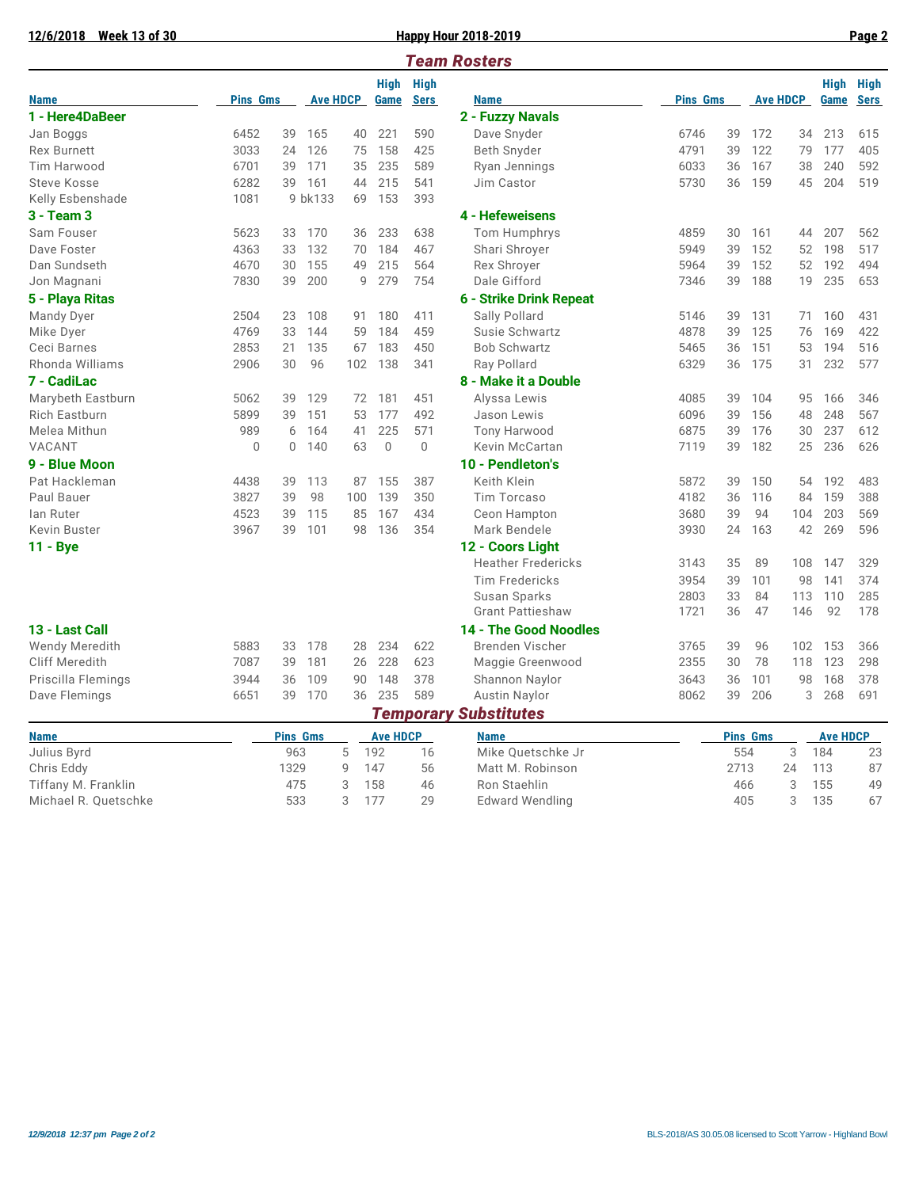## Team Rosters

| Name | Pins | Gms | Ave | HDCP | High Game | High Sers |
|---|---|---|---|---|---|---|
| **1 - Here4DaBeer** | | | | | | |
| Jan Boggs | 6452 | 39 | 165 | 40 | 221 | 590 |
| Rex Burnett | 3033 | 24 | 126 | 75 | 158 | 425 |
| Tim Harwood | 6701 | 39 | 171 | 35 | 235 | 589 |
| Steve Kosse | 6282 | 39 | 161 | 44 | 215 | 541 |
| Kelly Esbenshade | 1081 | 9 | bk133 | 69 | 153 | 393 |
| **2 - Fuzzy Navals** | | | | | | |
| Dave Snyder | 6746 | 39 | 172 | 34 | 213 | 615 |
| Beth Snyder | 4791 | 39 | 122 | 79 | 177 | 405 |
| Ryan Jennings | 6033 | 36 | 167 | 38 | 240 | 592 |
| Jim Castor | 5730 | 36 | 159 | 45 | 204 | 519 |
| **3 - Team 3** | | | | | | |
| Sam Fouser | 5623 | 33 | 170 | 36 | 233 | 638 |
| Dave Foster | 4363 | 33 | 132 | 70 | 184 | 467 |
| Dan Sundseth | 4670 | 30 | 155 | 49 | 215 | 564 |
| Jon Magnani | 7830 | 39 | 200 | 9 | 279 | 754 |
| **4 - Hefeweisens** | | | | | | |
| Tom Humphrys | 4859 | 30 | 161 | 44 | 207 | 562 |
| Shari Shroyer | 5949 | 39 | 152 | 52 | 198 | 517 |
| Rex Shroyer | 5964 | 39 | 152 | 52 | 192 | 494 |
| Dale Gifford | 7346 | 39 | 188 | 19 | 235 | 653 |
| **5 - Playa Ritas** | | | | | | |
| Mandy Dyer | 2504 | 23 | 108 | 91 | 180 | 411 |
| Mike Dyer | 4769 | 33 | 144 | 59 | 184 | 459 |
| Ceci Barnes | 2853 | 21 | 135 | 67 | 183 | 450 |
| Rhonda Williams | 2906 | 30 | 96 | 102 | 138 | 341 |
| **6 - Strike Drink Repeat** | | | | | | |
| Sally Pollard | 5146 | 39 | 131 | 71 | 160 | 431 |
| Susie Schwartz | 4878 | 39 | 125 | 76 | 169 | 422 |
| Bob Schwartz | 5465 | 36 | 151 | 53 | 194 | 516 |
| Ray Pollard | 6329 | 36 | 175 | 31 | 232 | 577 |
| **7 - CadiLac** | | | | | | |
| Marybeth Eastburn | 5062 | 39 | 129 | 72 | 181 | 451 |
| Rich Eastburn | 5899 | 39 | 151 | 53 | 177 | 492 |
| Melea Mithun | 989 | 6 | 164 | 41 | 225 | 571 |
| VACANT | 0 | 0 | 140 | 63 | 0 | 0 |
| **8 - Make it a Double** | | | | | | |
| Alyssa Lewis | 4085 | 39 | 104 | 95 | 166 | 346 |
| Jason Lewis | 6096 | 39 | 156 | 48 | 248 | 567 |
| Tony Harwood | 6875 | 39 | 176 | 30 | 237 | 612 |
| Kevin McCartan | 7119 | 39 | 182 | 25 | 236 | 626 |
| **9 - Blue Moon** | | | | | | |
| Pat Hackleman | 4438 | 39 | 113 | 87 | 155 | 387 |
| Paul Bauer | 3827 | 39 | 98 | 100 | 139 | 350 |
| Ian Ruter | 4523 | 39 | 115 | 85 | 167 | 434 |
| Kevin Buster | 3967 | 39 | 101 | 98 | 136 | 354 |
| **10 - Pendleton's** | | | | | | |
| Keith Klein | 5872 | 39 | 150 | 54 | 192 | 483 |
| Tim Torcaso | 4182 | 36 | 116 | 84 | 159 | 388 |
| Ceon Hampton | 3680 | 39 | 94 | 104 | 203 | 569 |
| Mark Bendele | 3930 | 24 | 163 | 42 | 269 | 596 |
| **11 - Bye** | | | | | | |
| **12 - Coors Light** | | | | | | |
| Heather Fredericks | 3143 | 35 | 89 | 108 | 147 | 329 |
| Tim Fredericks | 3954 | 39 | 101 | 98 | 141 | 374 |
| Susan Sparks | 2803 | 33 | 84 | 113 | 110 | 285 |
| Grant Pattieshaw | 1721 | 36 | 47 | 146 | 92 | 178 |
| **13 - Last Call** | | | | | | |
| Wendy Meredith | 5883 | 33 | 178 | 28 | 234 | 622 |
| Cliff Meredith | 7087 | 39 | 181 | 26 | 228 | 623 |
| Priscilla Flemings | 3944 | 36 | 109 | 90 | 148 | 378 |
| Dave Flemings | 6651 | 39 | 170 | 36 | 235 | 589 |
| **14 - The Good Noodles** | | | | | | |
| Brenden Vischer | 3765 | 39 | 96 | 102 | 153 | 366 |
| Maggie Greenwood | 2355 | 30 | 78 | 118 | 123 | 298 |
| Shannon Naylor | 3643 | 36 | 101 | 98 | 168 | 378 |
| Austin Naylor | 8062 | 39 | 206 | 3 | 268 | 691 |

## Temporary Substitutes

| Name | Pins | Gms | Ave | HDCP |
|---|---|---|---|---|
| Julius Byrd | 963 | 5 | 192 | 16 |
| Chris Eddy | 1329 | 9 | 147 | 56 |
| Tiffany M. Franklin | 475 | 3 | 158 | 46 |
| Michael R. Quetschke | 533 | 3 | 177 | 29 |
| Mike Quetschke Jr | 554 | 3 | 184 | 23 |
| Matt M. Robinson | 2713 | 24 | 113 | 87 |
| Ron Staehlin | 466 | 3 | 155 | 49 |
| Edward Wendling | 405 | 3 | 135 | 67 |